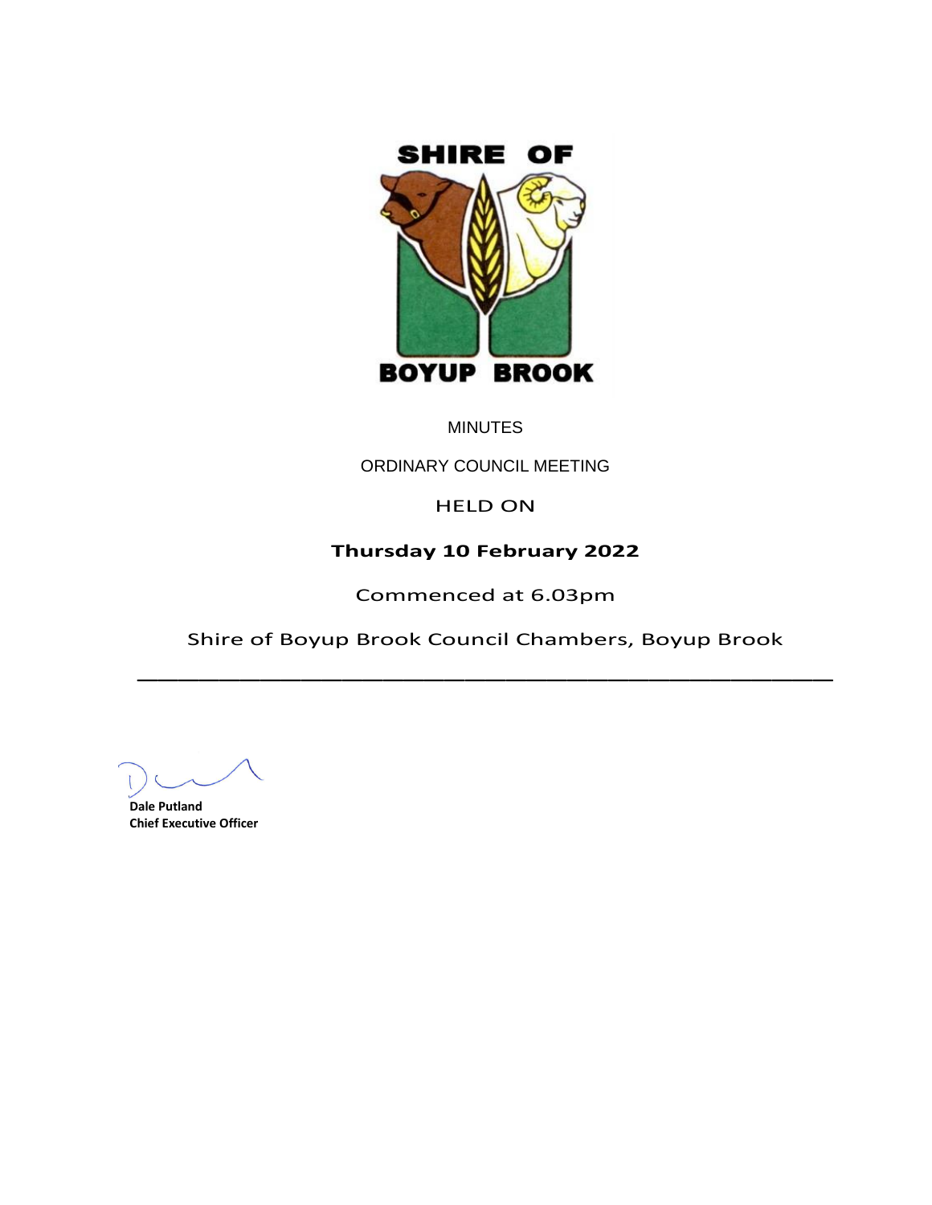SHIRE OF

BOYUP BROOK

MINUTES

ORDINARY COUNCIL MEETING

HELD ON

**Thursday 10 February 2022**

Commenced at 6.03pm

Shire of Boyup Brook Council Chambers, Boyup Brook

---

**Dale Putland**
**Chief Executive Officer**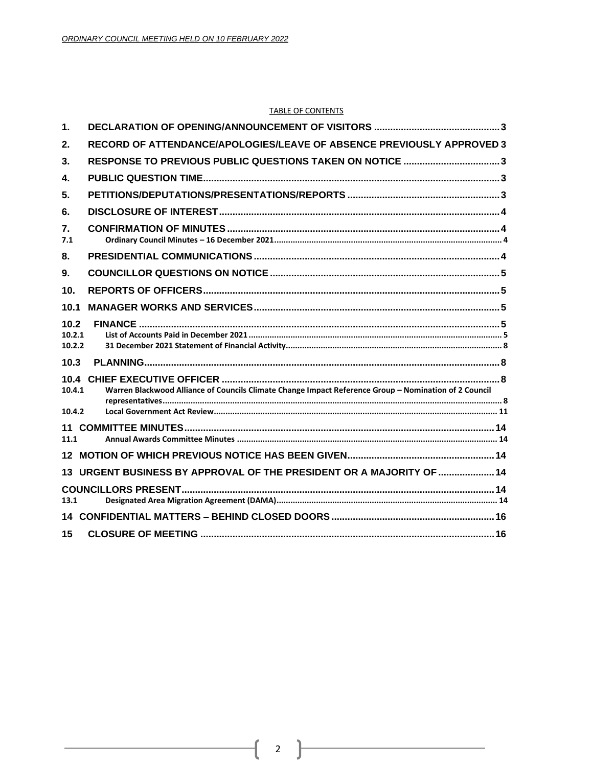TABLE OF CONTENTS

| | | |
|---|---|---|
| 1. | DECLARATION OF OPENING/ANNOUNCEMENT OF VISITORS | 3 |
| 2. | RECORD OF ATTENDANCE/APOLOGIES/LEAVE OF ABSENCE PREVIOUSLY APPROVED | 3 |
| 3. | RESPONSE TO PREVIOUS PUBLIC QUESTIONS TAKEN ON NOTICE | 3 |
| 4. | PUBLIC QUESTION TIME | 3 |
| 5. | PETITIONS/DEPUTATIONS/PRESENTATIONS/REPORTS | 3 |
| 6. | DISCLOSURE OF INTEREST | 4 |
| 7. | CONFIRMATION OF MINUTES | 4 |
| 7.1 | Ordinary Council Minutes – 16 December 2021 | 4 |
| 8. | PRESIDENTIAL COMMUNICATIONS | 4 |
| 9. | COUNCILLOR QUESTIONS ON NOTICE | 5 |
| 10. | REPORTS OF OFFICERS | 5 |
| 10.1 | MANAGER WORKS AND SERVICES | 5 |
| 10.2 | FINANCE | 5 |
| 10.2.1 | List of Accounts Paid in December 2021 | 5 |
| 10.2.2 | 31 December 2021 Statement of Financial Activity | 8 |
| 10.3 | PLANNING | 8 |
| 10.4 | CHIEF EXECUTIVE OFFICER | 8 |
| 10.4.1 | Warren Blackwood Alliance of Councils Climate Change Impact Reference Group – Nomination of 2 Council representatives | 8 |
| 10.4.2 | Local Government Act Review | 11 |
| 11 | COMMITTEE MINUTES | 14 |
| 11.1 | Annual Awards Committee Minutes | 14 |
| 12 | MOTION OF WHICH PREVIOUS NOTICE HAS BEEN GIVEN | 14 |
| 13 | URGENT BUSINESS BY APPROVAL OF THE PRESIDENT OR A MAJORITY OF COUNCILLORS PRESENT | 14 |
| 13.1 | Designated Area Migration Agreement (DAMA) | 14 |
| 14 | CONFIDENTIAL MATTERS – BEHIND CLOSED DOORS | 16 |
| 15 | CLOSURE OF MEETING | 16 |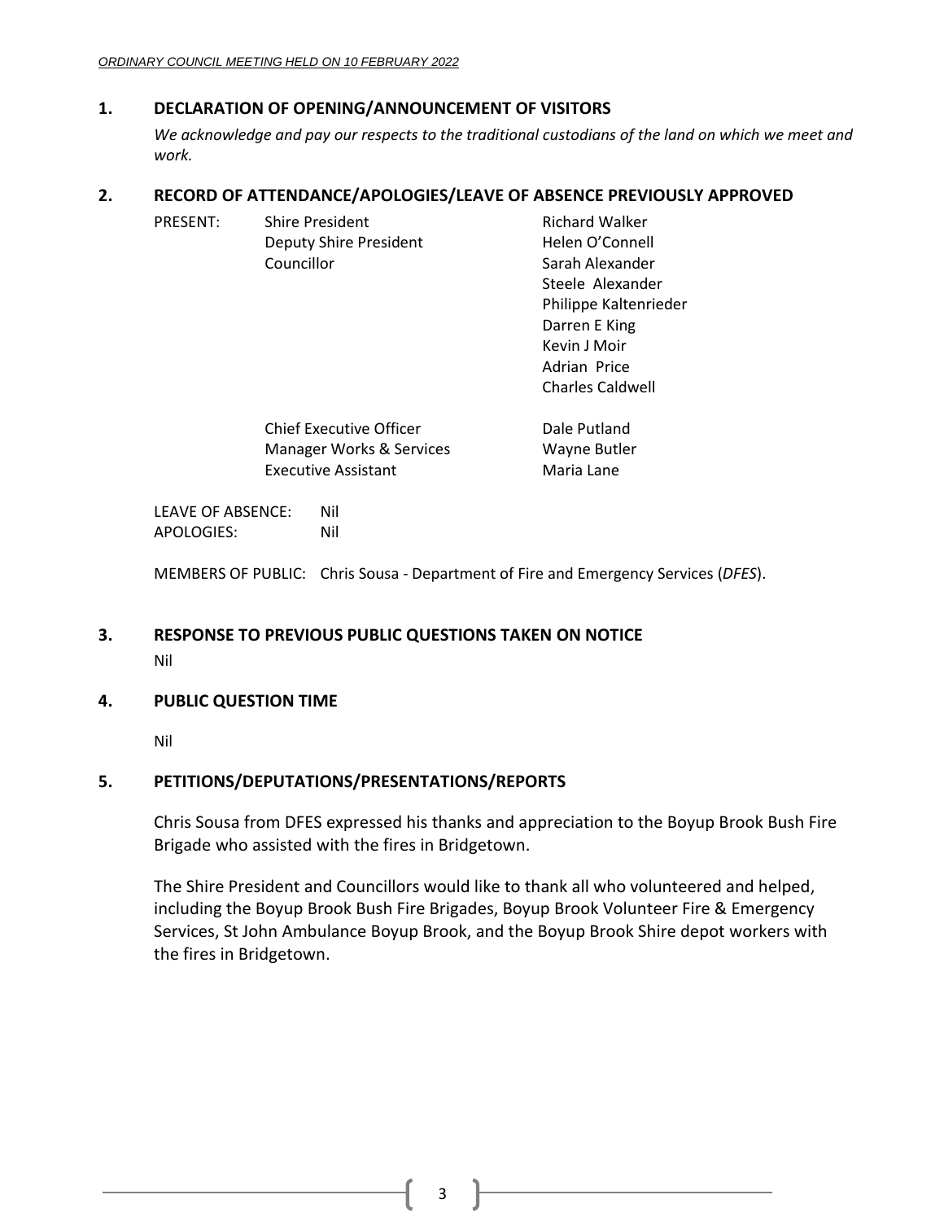## 1. DECLARATION OF OPENING/ANNOUNCEMENT OF VISITORS

*We acknowledge and pay our respects to the traditional custodians of the land on which we meet and work.*

## 2. RECORD OF ATTENDANCE/APOLOGIES/LEAVE OF ABSENCE PREVIOUSLY APPROVED

| PRESENT: | Shire President | Richard Walker |
|---|---|---|
| | Deputy Shire President | Helen O'Connell |
| | Councillor | Sarah Alexander |
| | | Steele Alexander |
| | | Philippe Kaltenrieder |
| | | Darren E King |
| | | Kevin J Moir |
| | | Adrian Price |
| | | Charles Caldwell |
| | Chief Executive Officer | Dale Putland |
| | Manager Works & Services | Wayne Butler |
| | Executive Assistant | Maria Lane |

LEAVE OF ABSENCE: Nil
APOLOGIES: Nil

MEMBERS OF PUBLIC: Chris Sousa - Department of Fire and Emergency Services (*DFES*).

## 3. RESPONSE TO PREVIOUS PUBLIC QUESTIONS TAKEN ON NOTICE

Nil

## 4. PUBLIC QUESTION TIME

Nil

## 5. PETITIONS/DEPUTATIONS/PRESENTATIONS/REPORTS

Chris Sousa from DFES expressed his thanks and appreciation to the Boyup Brook Bush Fire Brigade who assisted with the fires in Bridgetown.

The Shire President and Councillors would like to thank all who volunteered and helped, including the Boyup Brook Bush Fire Brigades, Boyup Brook Volunteer Fire & Emergency Services, St John Ambulance Boyup Brook, and the Boyup Brook Shire depot workers with the fires in Bridgetown.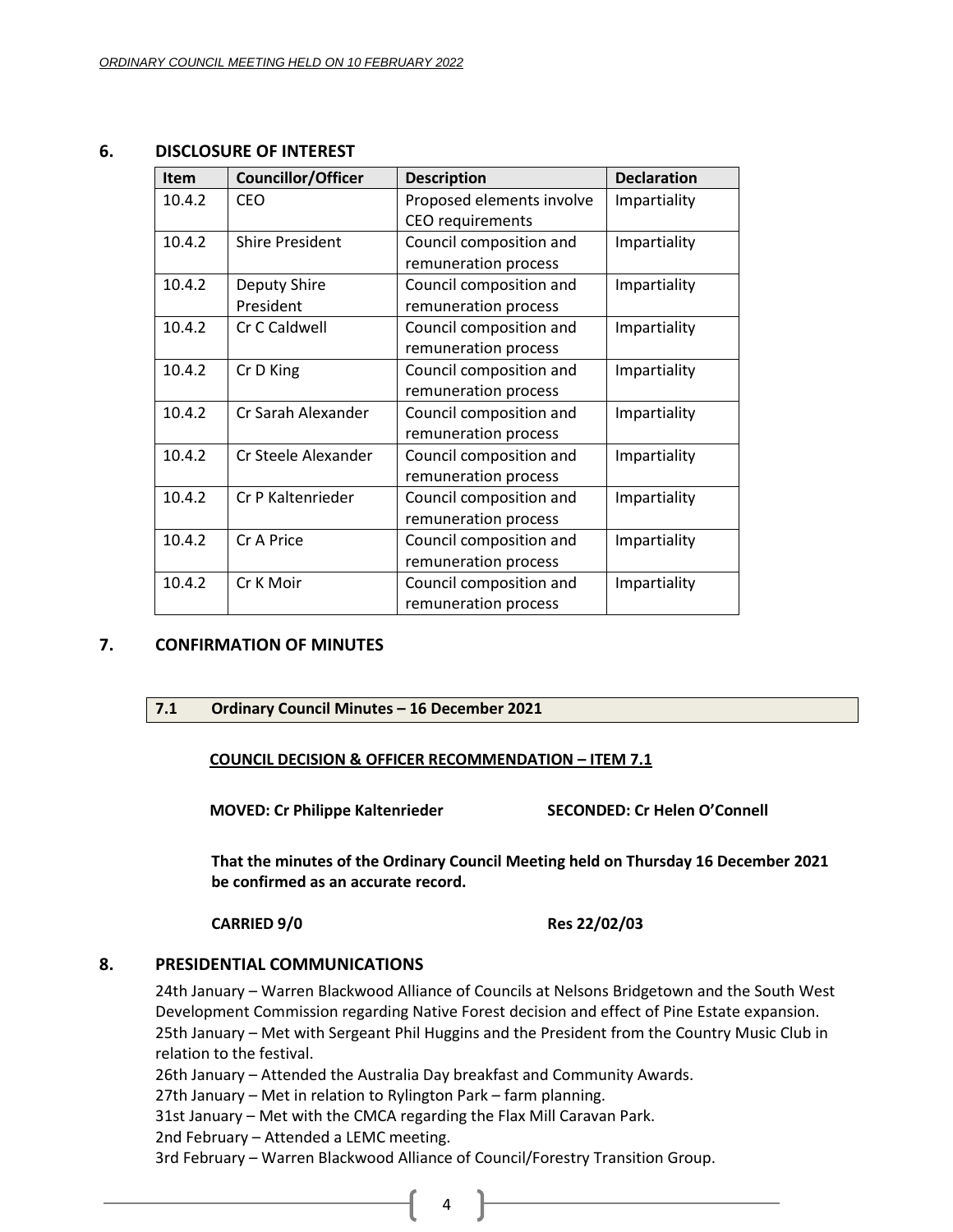## 6. DISCLOSURE OF INTEREST

| Item | Councillor/Officer | Description | Declaration |
|---|---|---|---|
| 10.4.2 | CEO | Proposed elements involve CEO requirements | Impartiality |
| 10.4.2 | Shire President | Council composition and remuneration process | Impartiality |
| 10.4.2 | Deputy Shire President | Council composition and remuneration process | Impartiality |
| 10.4.2 | Cr C Caldwell | Council composition and remuneration process | Impartiality |
| 10.4.2 | Cr D King | Council composition and remuneration process | Impartiality |
| 10.4.2 | Cr Sarah Alexander | Council composition and remuneration process | Impartiality |
| 10.4.2 | Cr Steele Alexander | Council composition and remuneration process | Impartiality |
| 10.4.2 | Cr P Kaltenrieder | Council composition and remuneration process | Impartiality |
| 10.4.2 | Cr A Price | Council composition and remuneration process | Impartiality |
| 10.4.2 | Cr K Moir | Council composition and remuneration process | Impartiality |

## 7. CONFIRMATION OF MINUTES

### 7.1 Ordinary Council Minutes – 16 December 2021

**COUNCIL DECISION & OFFICER RECOMMENDATION – ITEM 7.1**

**MOVED: Cr Philippe Kaltenrieder** **SECONDED: Cr Helen O'Connell**

**That the minutes of the Ordinary Council Meeting held on Thursday 16 December 2021 be confirmed as an accurate record.**

**CARRIED 9/0** **Res 22/02/03**

## 8. PRESIDENTIAL COMMUNICATIONS

24th January – Warren Blackwood Alliance of Councils at Nelsons Bridgetown and the South West Development Commission regarding Native Forest decision and effect of Pine Estate expansion.
25th January – Met with Sergeant Phil Huggins and the President from the Country Music Club in relation to the festival.
26th January – Attended the Australia Day breakfast and Community Awards.
27th January – Met in relation to Rylington Park – farm planning.
31st January – Met with the CMCA regarding the Flax Mill Caravan Park.
2nd February – Attended a LEMC meeting.
3rd February – Warren Blackwood Alliance of Council/Forestry Transition Group.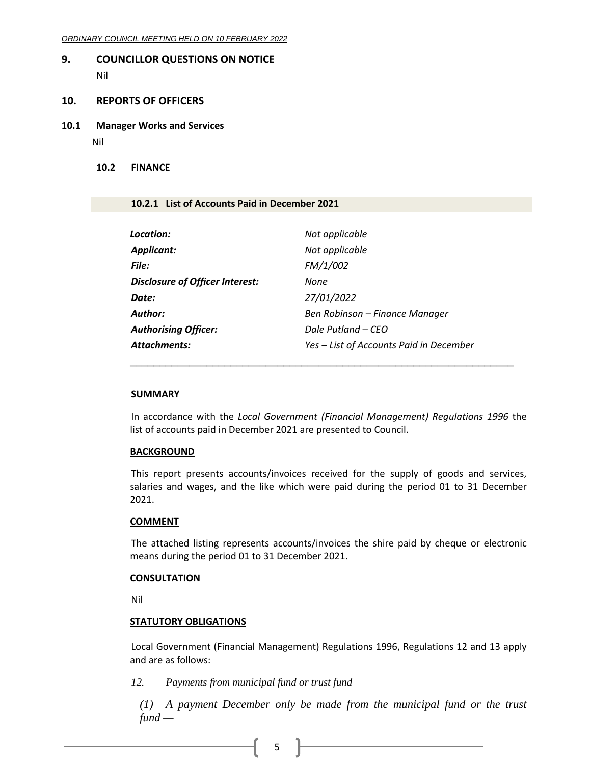## 9. COUNCILLOR QUESTIONS ON NOTICE

Nil

## 10. REPORTS OF OFFICERS

### 10.1 Manager Works and Services

Nil

### 10.2 FINANCE

#### 10.2.1 List of Accounts Paid in December 2021

| | |
|---|---|
| ***Location:*** | *Not applicable* |
| ***Applicant:*** | *Not applicable* |
| ***File:*** | *FM/1/002* |
| ***Disclosure of Officer Interest:*** | *None* |
| ***Date:*** | *27/01/2022* |
| ***Author:*** | *Ben Robinson – Finance Manager* |
| ***Authorising Officer:*** | *Dale Putland – CEO* |
| ***Attachments:*** | *Yes – List of Accounts Paid in December* |

---

**SUMMARY**

In accordance with the *Local Government (Financial Management) Regulations 1996* the list of accounts paid in December 2021 are presented to Council.

**BACKGROUND**

This report presents accounts/invoices received for the supply of goods and services, salaries and wages, and the like which were paid during the period 01 to 31 December 2021.

**COMMENT**

The attached listing represents accounts/invoices the shire paid by cheque or electronic means during the period 01 to 31 December 2021.

**CONSULTATION**

Nil

**STATUTORY OBLIGATIONS**

Local Government (Financial Management) Regulations 1996, Regulations 12 and 13 apply and are as follows:

*12. Payments from municipal fund or trust fund*

*(1) A payment December only be made from the municipal fund or the trust fund —*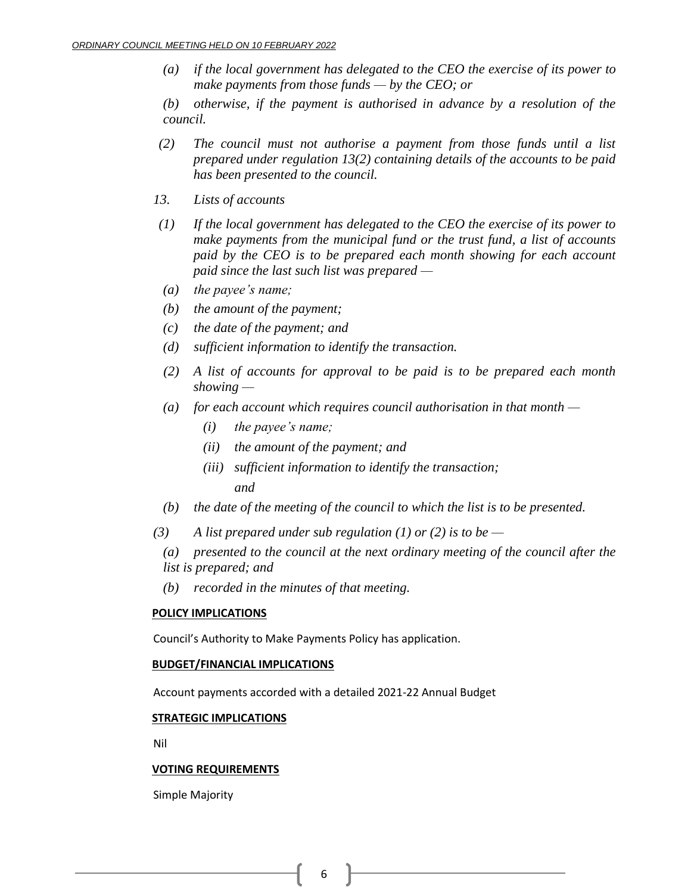*(a) if the local government has delegated to the CEO the exercise of its power to make payments from those funds — by the CEO; or*

*(b) otherwise, if the payment is authorised in advance by a resolution of the council.*

*(2) The council must not authorise a payment from those funds until a list prepared under regulation 13(2) containing details of the accounts to be paid has been presented to the council.*

*13. Lists of accounts*

*(1) If the local government has delegated to the CEO the exercise of its power to make payments from the municipal fund or the trust fund, a list of accounts paid by the CEO is to be prepared each month showing for each account paid since the last such list was prepared —*

*(a) the payee's name;*

*(b) the amount of the payment;*

*(c) the date of the payment; and*

*(d) sufficient information to identify the transaction.*

*(2) A list of accounts for approval to be paid is to be prepared each month showing —*

*(a) for each account which requires council authorisation in that month —*

*(i) the payee's name;*

*(ii) the amount of the payment; and*

*(iii) sufficient information to identify the transaction;*

*and*

*(b) the date of the meeting of the council to which the list is to be presented.*

*(3) A list prepared under sub regulation (1) or (2) is to be —*

*(a) presented to the council at the next ordinary meeting of the council after the list is prepared; and*

*(b) recorded in the minutes of that meeting.*

**POLICY IMPLICATIONS**

Council's Authority to Make Payments Policy has application.

**BUDGET/FINANCIAL IMPLICATIONS**

Account payments accorded with a detailed 2021-22 Annual Budget

**STRATEGIC IMPLICATIONS**

Nil

**VOTING REQUIREMENTS**

Simple Majority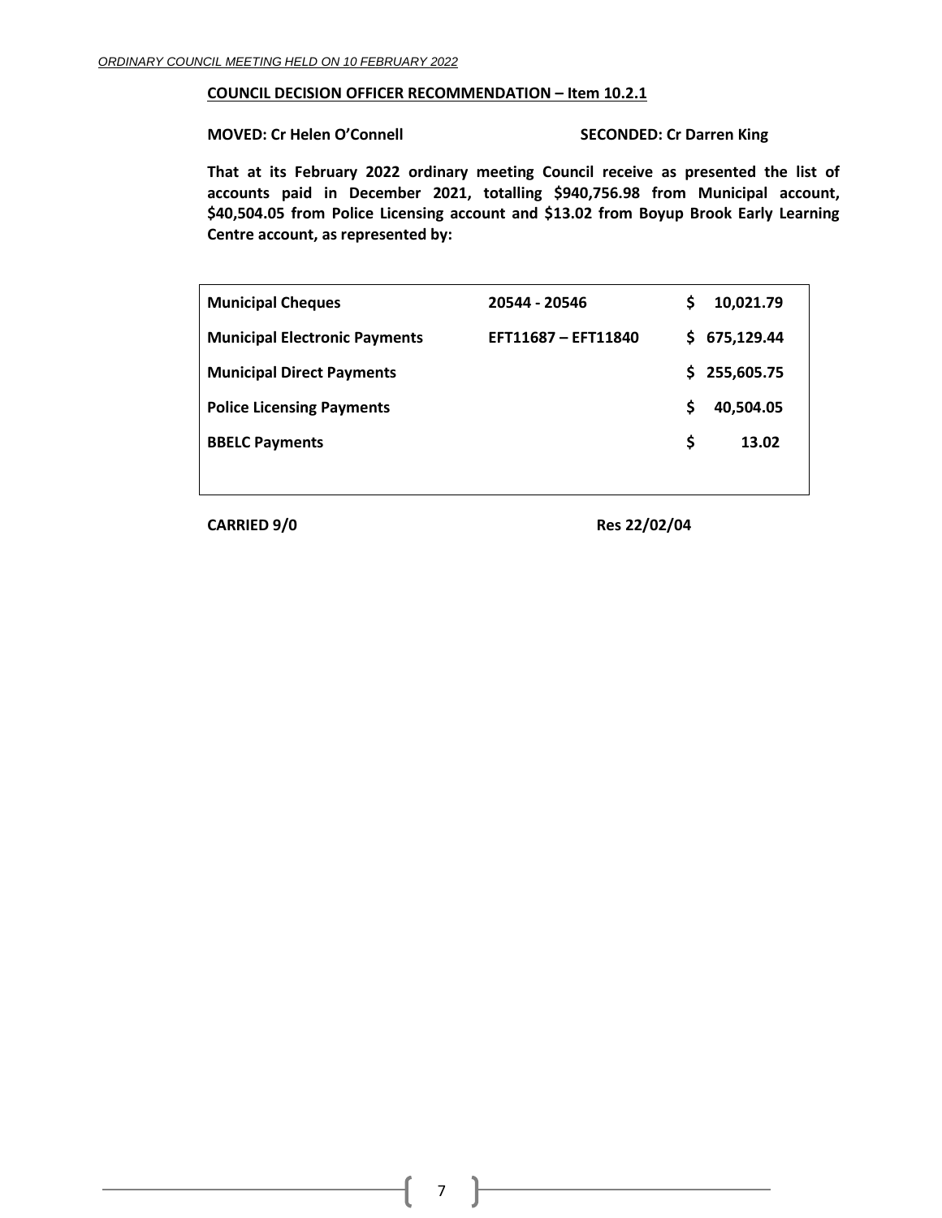**COUNCIL DECISION OFFICER RECOMMENDATION – Item 10.2.1**

**MOVED: Cr Helen O'Connell** **SECONDED: Cr Darren King**

**That at its February 2022 ordinary meeting Council receive as presented the list of accounts paid in December 2021, totalling $940,756.98 from Municipal account, $40,504.05 from Police Licensing account and $13.02 from Boyup Brook Early Learning Centre account, as represented by:**

| | | |
|---|---|---|
| **Municipal Cheques** | **20544 - 20546** | **$ 10,021.79** |
| **Municipal Electronic Payments** | **EFT11687 – EFT11840** | **$ 675,129.44** |
| **Municipal Direct Payments** | | **$ 255,605.75** |
| **Police Licensing Payments** | | **$ 40,504.05** |
| **BBELC Payments** | | **$ 13.02** |

**CARRIED 9/0** **Res 22/02/04**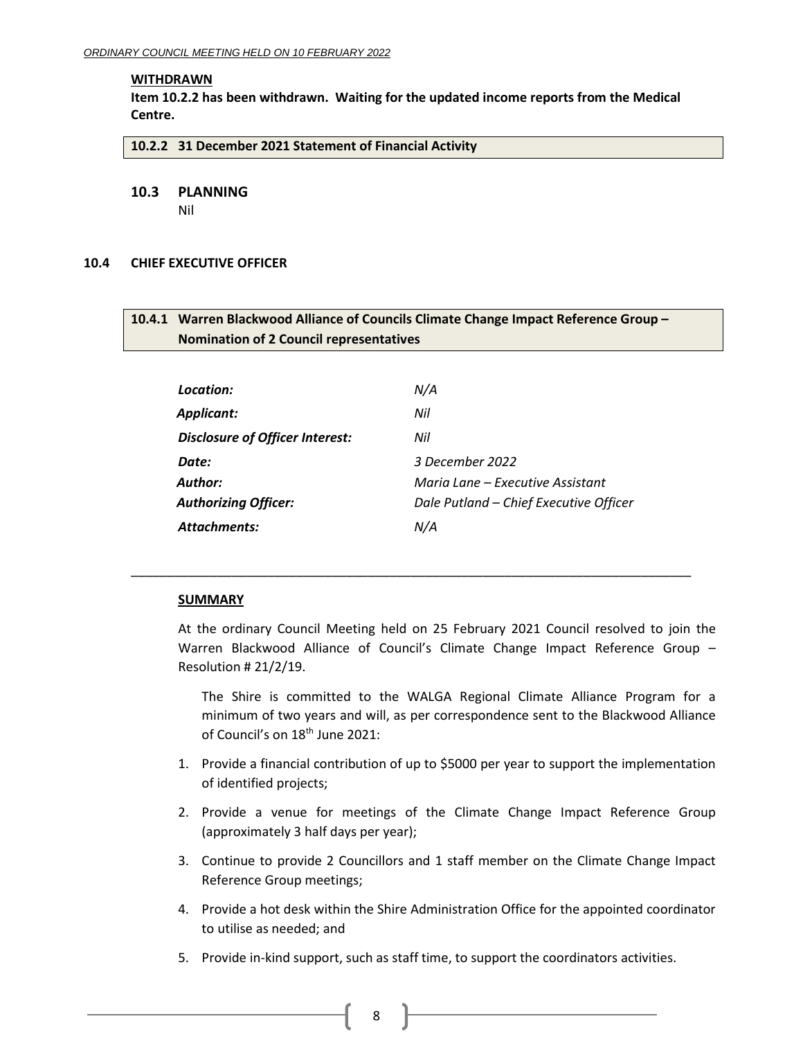**WITHDRAWN**

**Item 10.2.2 has been withdrawn. Waiting for the updated income reports from the Medical Centre.**

### 10.2.2 31 December 2021 Statement of Financial Activity

## 10.3 PLANNING

Nil

## 10.4 CHIEF EXECUTIVE OFFICER

### 10.4.1 Warren Blackwood Alliance of Councils Climate Change Impact Reference Group – Nomination of 2 Council representatives

| | |
|---|---|
| ***Location:*** | *N/A* |
| ***Applicant:*** | *Nil* |
| ***Disclosure of Officer Interest:*** | *Nil* |
| ***Date:*** | *3 December 2022* |
| ***Author:*** | *Maria Lane – Executive Assistant* |
| ***Authorizing Officer:*** | *Dale Putland – Chief Executive Officer* |
| ***Attachments:*** | *N/A* |

---

**SUMMARY**

At the ordinary Council Meeting held on 25 February 2021 Council resolved to join the Warren Blackwood Alliance of Council's Climate Change Impact Reference Group – Resolution # 21/2/19.

The Shire is committed to the WALGA Regional Climate Alliance Program for a minimum of two years and will, as per correspondence sent to the Blackwood Alliance of Council's on 18th June 2021:

1. Provide a financial contribution of up to $5000 per year to support the implementation of identified projects;
2. Provide a venue for meetings of the Climate Change Impact Reference Group (approximately 3 half days per year);
3. Continue to provide 2 Councillors and 1 staff member on the Climate Change Impact Reference Group meetings;
4. Provide a hot desk within the Shire Administration Office for the appointed coordinator to utilise as needed; and
5. Provide in-kind support, such as staff time, to support the coordinators activities.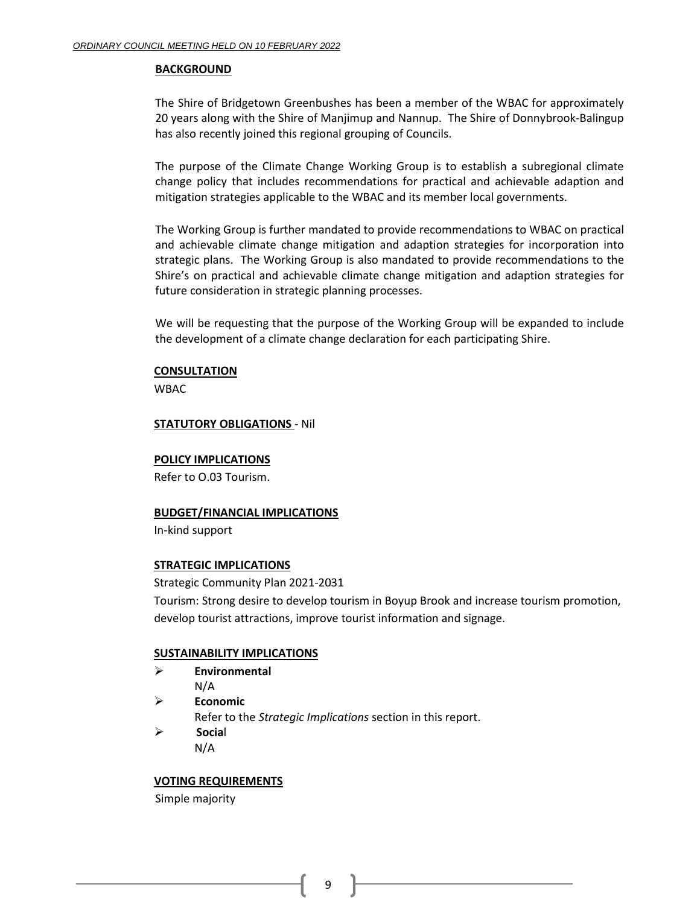**BACKGROUND**

The Shire of Bridgetown Greenbushes has been a member of the WBAC for approximately 20 years along with the Shire of Manjimup and Nannup. The Shire of Donnybrook-Balingup has also recently joined this regional grouping of Councils.

The purpose of the Climate Change Working Group is to establish a subregional climate change policy that includes recommendations for practical and achievable adaption and mitigation strategies applicable to the WBAC and its member local governments.

The Working Group is further mandated to provide recommendations to WBAC on practical and achievable climate change mitigation and adaption strategies for incorporation into strategic plans. The Working Group is also mandated to provide recommendations to the Shire's on practical and achievable climate change mitigation and adaption strategies for future consideration in strategic planning processes.

We will be requesting that the purpose of the Working Group will be expanded to include the development of a climate change declaration for each participating Shire.

**CONSULTATION**

WBAC

**STATUTORY OBLIGATIONS** - Nil

**POLICY IMPLICATIONS**

Refer to O.03 Tourism.

**BUDGET/FINANCIAL IMPLICATIONS**

In-kind support

**STRATEGIC IMPLICATIONS**

Strategic Community Plan 2021-2031

Tourism: Strong desire to develop tourism in Boyup Brook and increase tourism promotion, develop tourist attractions, improve tourist information and signage.

**SUSTAINABILITY IMPLICATIONS**

- **Environmental**
  N/A
- **Economic**
  Refer to the *Strategic Implications* section in this report.
- **Social**
  N/A

**VOTING REQUIREMENTS**

Simple majority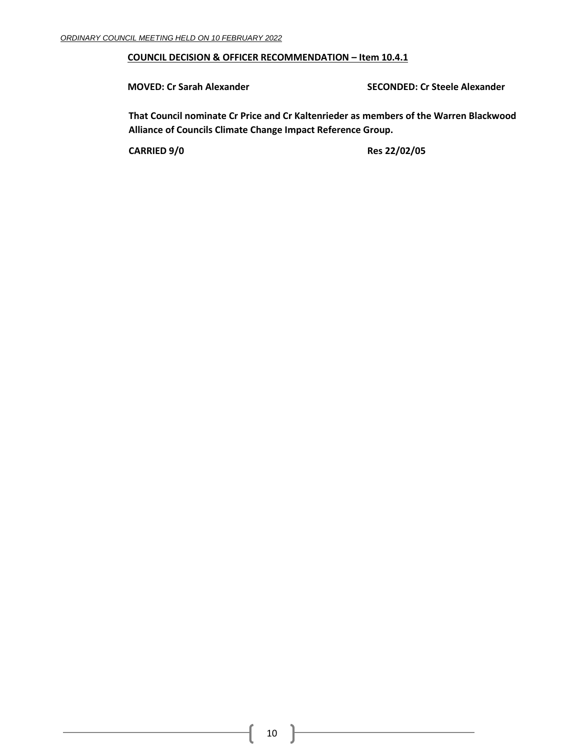**COUNCIL DECISION & OFFICER RECOMMENDATION – Item 10.4.1**

**MOVED: Cr Sarah Alexander** **SECONDED: Cr Steele Alexander**

**That Council nominate Cr Price and Cr Kaltenrieder as members of the Warren Blackwood Alliance of Councils Climate Change Impact Reference Group.**

**CARRIED 9/0** **Res 22/02/05**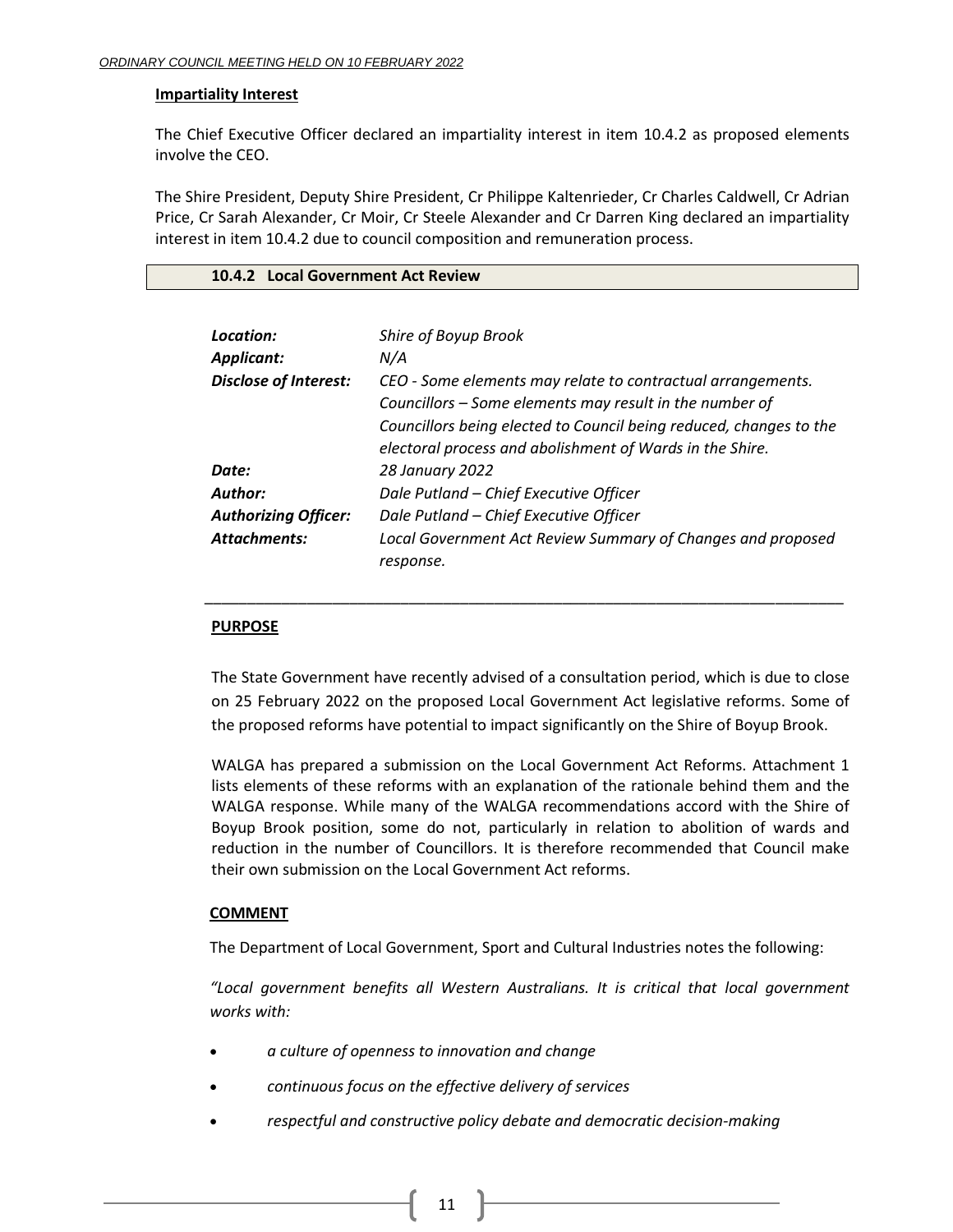**Impartiality Interest**

The Chief Executive Officer declared an impartiality interest in item 10.4.2 as proposed elements involve the CEO.

The Shire President, Deputy Shire President, Cr Philippe Kaltenrieder, Cr Charles Caldwell, Cr Adrian Price, Cr Sarah Alexander, Cr Moir, Cr Steele Alexander and Cr Darren King declared an impartiality interest in item 10.4.2 due to council composition and remuneration process.

### 10.4.2 Local Government Act Review

| | |
|---|---|
| ***Location:*** | *Shire of Boyup Brook* |
| ***Applicant:*** | *N/A* |
| ***Disclose of Interest:*** | *CEO - Some elements may relate to contractual arrangements. Councillors – Some elements may result in the number of Councillors being elected to Council being reduced, changes to the electoral process and abolishment of Wards in the Shire.* |
| ***Date:*** | *28 January 2022* |
| ***Author:*** | *Dale Putland – Chief Executive Officer* |
| ***Authorizing Officer:*** | *Dale Putland – Chief Executive Officer* |
| ***Attachments:*** | *Local Government Act Review Summary of Changes and proposed response.* |

---

**PURPOSE**

The State Government have recently advised of a consultation period, which is due to close on 25 February 2022 on the proposed Local Government Act legislative reforms. Some of the proposed reforms have potential to impact significantly on the Shire of Boyup Brook.

WALGA has prepared a submission on the Local Government Act Reforms. Attachment 1 lists elements of these reforms with an explanation of the rationale behind them and the WALGA response. While many of the WALGA recommendations accord with the Shire of Boyup Brook position, some do not, particularly in relation to abolition of wards and reduction in the number of Councillors. It is therefore recommended that Council make their own submission on the Local Government Act reforms.

**COMMENT**

The Department of Local Government, Sport and Cultural Industries notes the following:

*"Local government benefits all Western Australians. It is critical that local government works with:*

- *a culture of openness to innovation and change*
- *continuous focus on the effective delivery of services*
- *respectful and constructive policy debate and democratic decision-making*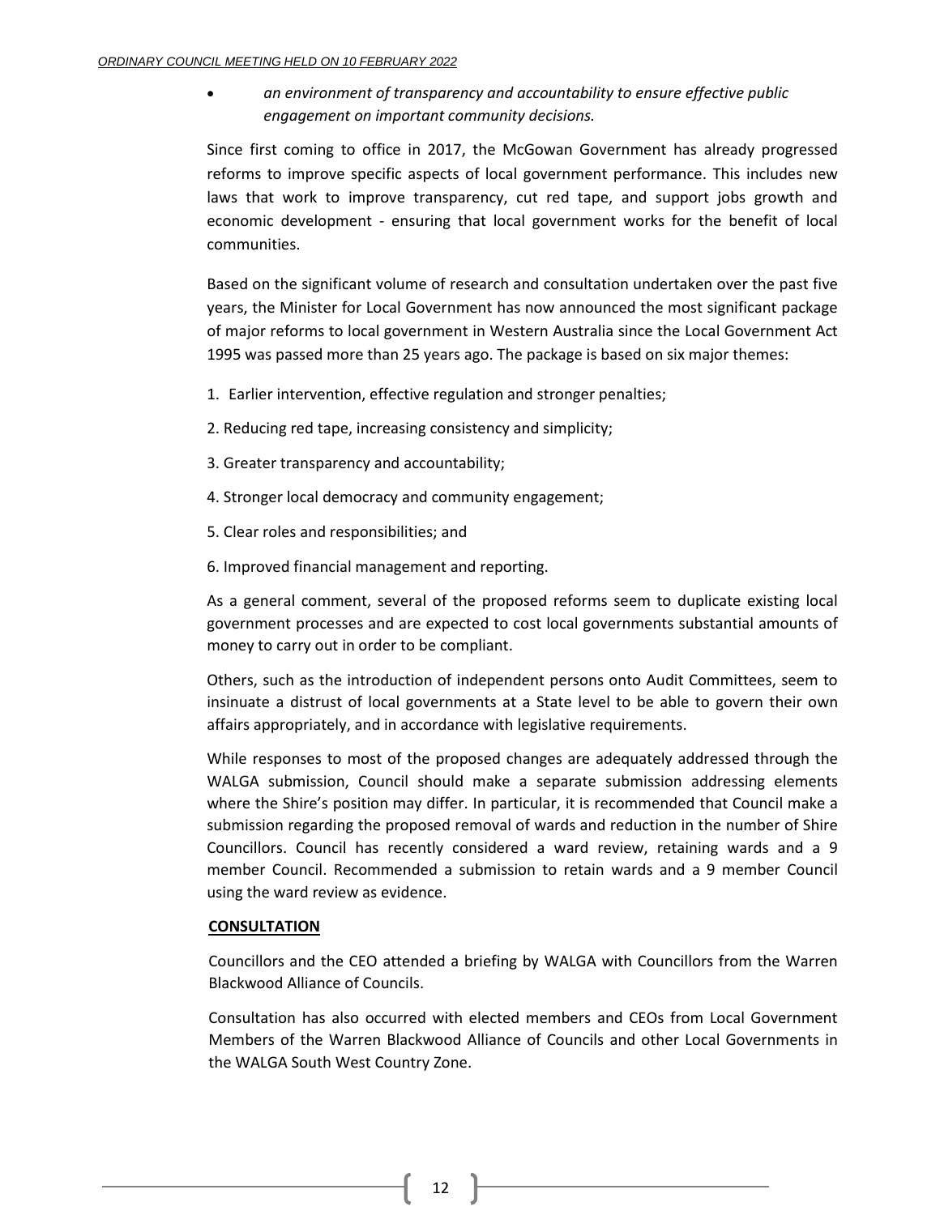- *an environment of transparency and accountability to ensure effective public engagement on important community decisions.*

Since first coming to office in 2017, the McGowan Government has already progressed reforms to improve specific aspects of local government performance. This includes new laws that work to improve transparency, cut red tape, and support jobs growth and economic development - ensuring that local government works for the benefit of local communities.

Based on the significant volume of research and consultation undertaken over the past five years, the Minister for Local Government has now announced the most significant package of major reforms to local government in Western Australia since the Local Government Act 1995 was passed more than 25 years ago. The package is based on six major themes:

1. Earlier intervention, effective regulation and stronger penalties;
2. Reducing red tape, increasing consistency and simplicity;
3. Greater transparency and accountability;
4. Stronger local democracy and community engagement;
5. Clear roles and responsibilities; and
6. Improved financial management and reporting.

As a general comment, several of the proposed reforms seem to duplicate existing local government processes and are expected to cost local governments substantial amounts of money to carry out in order to be compliant.

Others, such as the introduction of independent persons onto Audit Committees, seem to insinuate a distrust of local governments at a State level to be able to govern their own affairs appropriately, and in accordance with legislative requirements.

While responses to most of the proposed changes are adequately addressed through the WALGA submission, Council should make a separate submission addressing elements where the Shire's position may differ. In particular, it is recommended that Council make a submission regarding the proposed removal of wards and reduction in the number of Shire Councillors. Council has recently considered a ward review, retaining wards and a 9 member Council. Recommended a submission to retain wards and a 9 member Council using the ward review as evidence.

**CONSULTATION**

Councillors and the CEO attended a briefing by WALGA with Councillors from the Warren Blackwood Alliance of Councils.

Consultation has also occurred with elected members and CEOs from Local Government Members of the Warren Blackwood Alliance of Councils and other Local Governments in the WALGA South West Country Zone.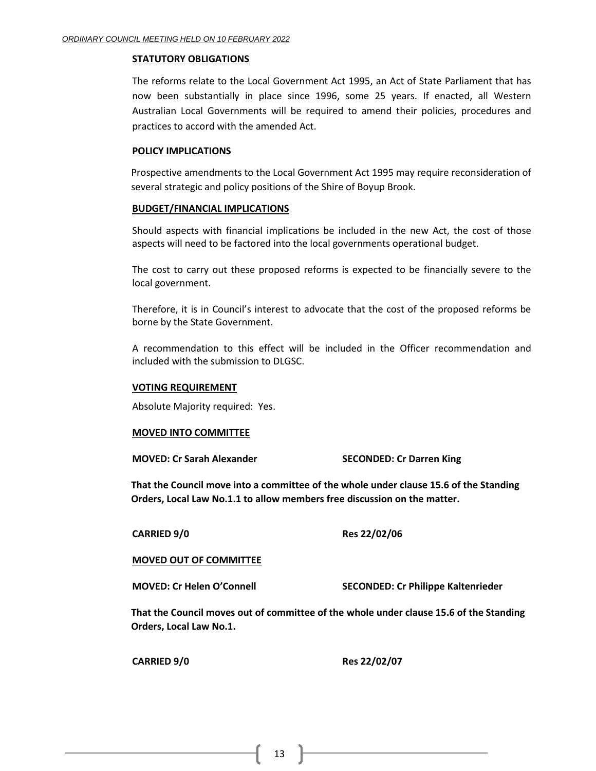**STATUTORY OBLIGATIONS**

The reforms relate to the Local Government Act 1995, an Act of State Parliament that has now been substantially in place since 1996, some 25 years. If enacted, all Western Australian Local Governments will be required to amend their policies, procedures and practices to accord with the amended Act.

**POLICY IMPLICATIONS**

Prospective amendments to the Local Government Act 1995 may require reconsideration of several strategic and policy positions of the Shire of Boyup Brook.

**BUDGET/FINANCIAL IMPLICATIONS**

Should aspects with financial implications be included in the new Act, the cost of those aspects will need to be factored into the local governments operational budget.

The cost to carry out these proposed reforms is expected to be financially severe to the local government.

Therefore, it is in Council's interest to advocate that the cost of the proposed reforms be borne by the State Government.

A recommendation to this effect will be included in the Officer recommendation and included with the submission to DLGSC.

**VOTING REQUIREMENT**

Absolute Majority required: Yes.

**MOVED INTO COMMITTEE**

**MOVED: Cr Sarah Alexander** **SECONDED: Cr Darren King**

**That the Council move into a committee of the whole under clause 15.6 of the Standing Orders, Local Law No.1.1 to allow members free discussion on the matter.**

**CARRIED 9/0** **Res 22/02/06**

**MOVED OUT OF COMMITTEE**

**MOVED: Cr Helen O'Connell** **SECONDED: Cr Philippe Kaltenrieder**

**That the Council moves out of committee of the whole under clause 15.6 of the Standing Orders, Local Law No.1.**

**CARRIED 9/0** **Res 22/02/07**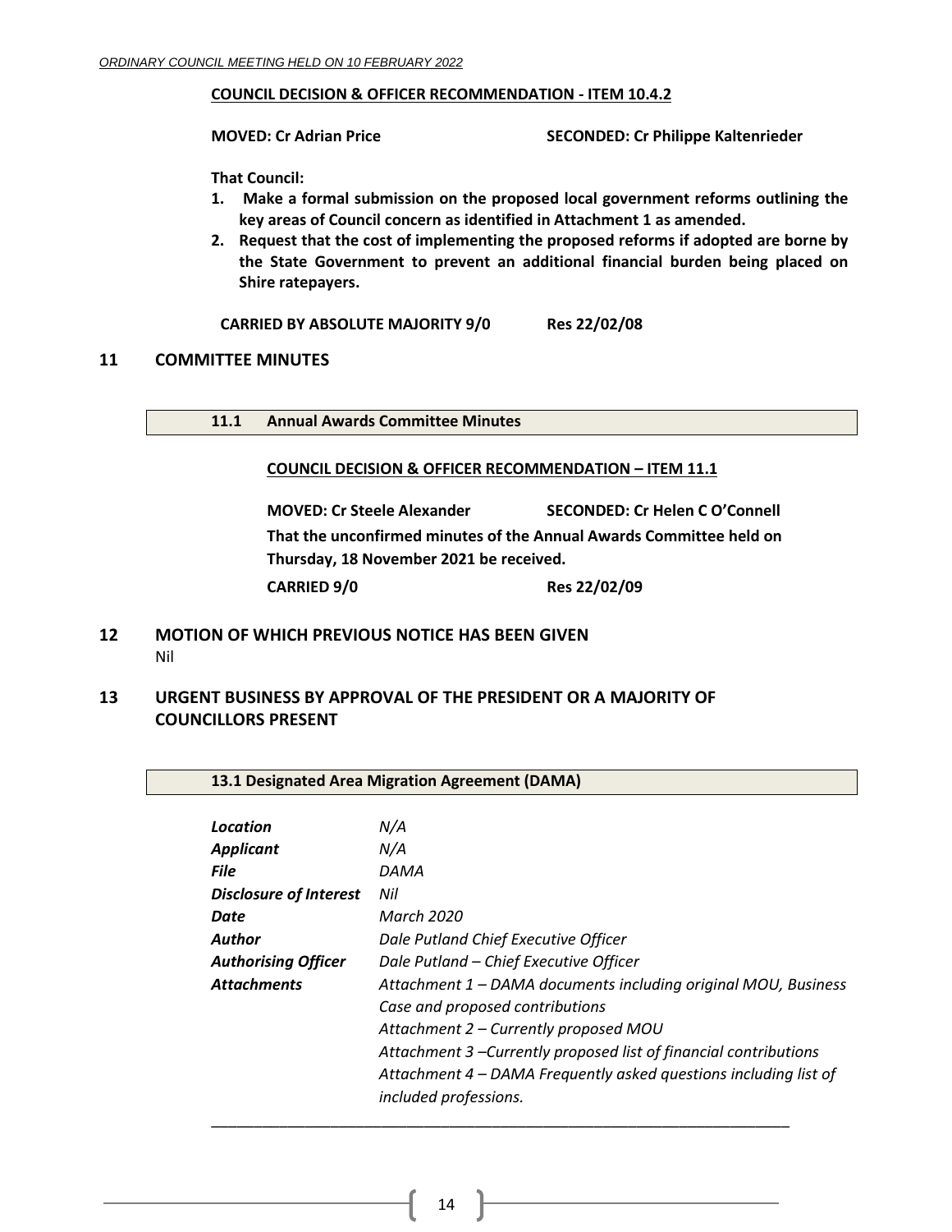**COUNCIL DECISION & OFFICER RECOMMENDATION - ITEM 10.4.2**

**MOVED: Cr Adrian Price** **SECONDED: Cr Philippe Kaltenrieder**

**That Council:**

1. **Make a formal submission on the proposed local government reforms outlining the key areas of Council concern as identified in Attachment 1 as amended.**
2. **Request that the cost of implementing the proposed reforms if adopted are borne by the State Government to prevent an additional financial burden being placed on Shire ratepayers.**

**CARRIED BY ABSOLUTE MAJORITY 9/0** **Res 22/02/08**

## 11 COMMITTEE MINUTES

### 11.1 Annual Awards Committee Minutes

**COUNCIL DECISION & OFFICER RECOMMENDATION – ITEM 11.1**

**MOVED: Cr Steele Alexander** **SECONDED: Cr Helen C O'Connell**

**That the unconfirmed minutes of the Annual Awards Committee held on Thursday, 18 November 2021 be received.**

**CARRIED 9/0** **Res 22/02/09**

## 12 MOTION OF WHICH PREVIOUS NOTICE HAS BEEN GIVEN

Nil

## 13 URGENT BUSINESS BY APPROVAL OF THE PRESIDENT OR A MAJORITY OF COUNCILLORS PRESENT

### 13.1 Designated Area Migration Agreement (DAMA)

| | |
|---|---|
| ***Location*** | *N/A* |
| ***Applicant*** | *N/A* |
| ***File*** | *DAMA* |
| ***Disclosure of Interest*** | *Nil* |
| ***Date*** | *March 2020* |
| ***Author*** | *Dale Putland Chief Executive Officer* |
| ***Authorising Officer*** | *Dale Putland – Chief Executive Officer* |
| ***Attachments*** | *Attachment 1 – DAMA documents including original MOU, Business Case and proposed contributions*<br>*Attachment 2 – Currently proposed MOU*<br>*Attachment 3 –Currently proposed list of financial contributions*<br>*Attachment 4 – DAMA Frequently asked questions including list of included professions.* |

---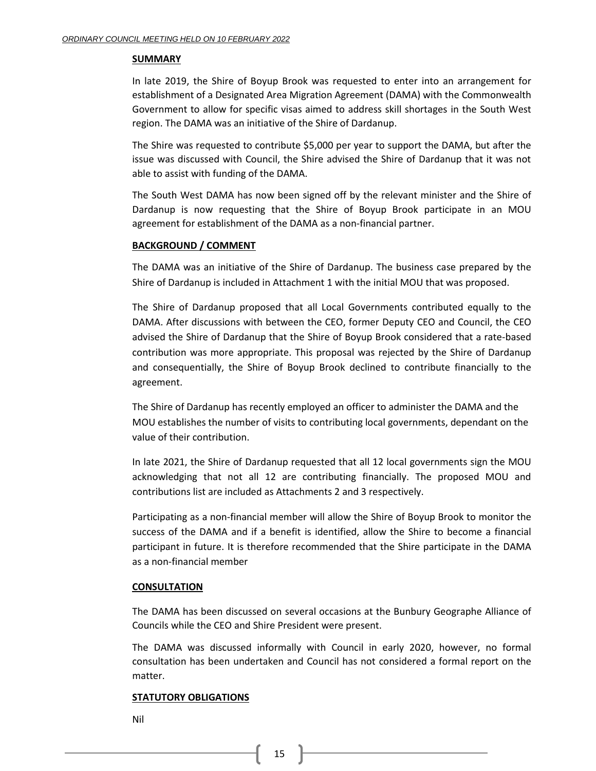**SUMMARY**

In late 2019, the Shire of Boyup Brook was requested to enter into an arrangement for establishment of a Designated Area Migration Agreement (DAMA) with the Commonwealth Government to allow for specific visas aimed to address skill shortages in the South West region. The DAMA was an initiative of the Shire of Dardanup.

The Shire was requested to contribute $5,000 per year to support the DAMA, but after the issue was discussed with Council, the Shire advised the Shire of Dardanup that it was not able to assist with funding of the DAMA.

The South West DAMA has now been signed off by the relevant minister and the Shire of Dardanup is now requesting that the Shire of Boyup Brook participate in an MOU agreement for establishment of the DAMA as a non-financial partner.

**BACKGROUND / COMMENT**

The DAMA was an initiative of the Shire of Dardanup. The business case prepared by the Shire of Dardanup is included in Attachment 1 with the initial MOU that was proposed.

The Shire of Dardanup proposed that all Local Governments contributed equally to the DAMA. After discussions with between the CEO, former Deputy CEO and Council, the CEO advised the Shire of Dardanup that the Shire of Boyup Brook considered that a rate-based contribution was more appropriate. This proposal was rejected by the Shire of Dardanup and consequentially, the Shire of Boyup Brook declined to contribute financially to the agreement.

The Shire of Dardanup has recently employed an officer to administer the DAMA and the MOU establishes the number of visits to contributing local governments, dependant on the value of their contribution.

In late 2021, the Shire of Dardanup requested that all 12 local governments sign the MOU acknowledging that not all 12 are contributing financially. The proposed MOU and contributions list are included as Attachments 2 and 3 respectively.

Participating as a non-financial member will allow the Shire of Boyup Brook to monitor the success of the DAMA and if a benefit is identified, allow the Shire to become a financial participant in future. It is therefore recommended that the Shire participate in the DAMA as a non-financial member

**CONSULTATION**

The DAMA has been discussed on several occasions at the Bunbury Geographe Alliance of Councils while the CEO and Shire President were present.

The DAMA was discussed informally with Council in early 2020, however, no formal consultation has been undertaken and Council has not considered a formal report on the matter.

**STATUTORY OBLIGATIONS**

Nil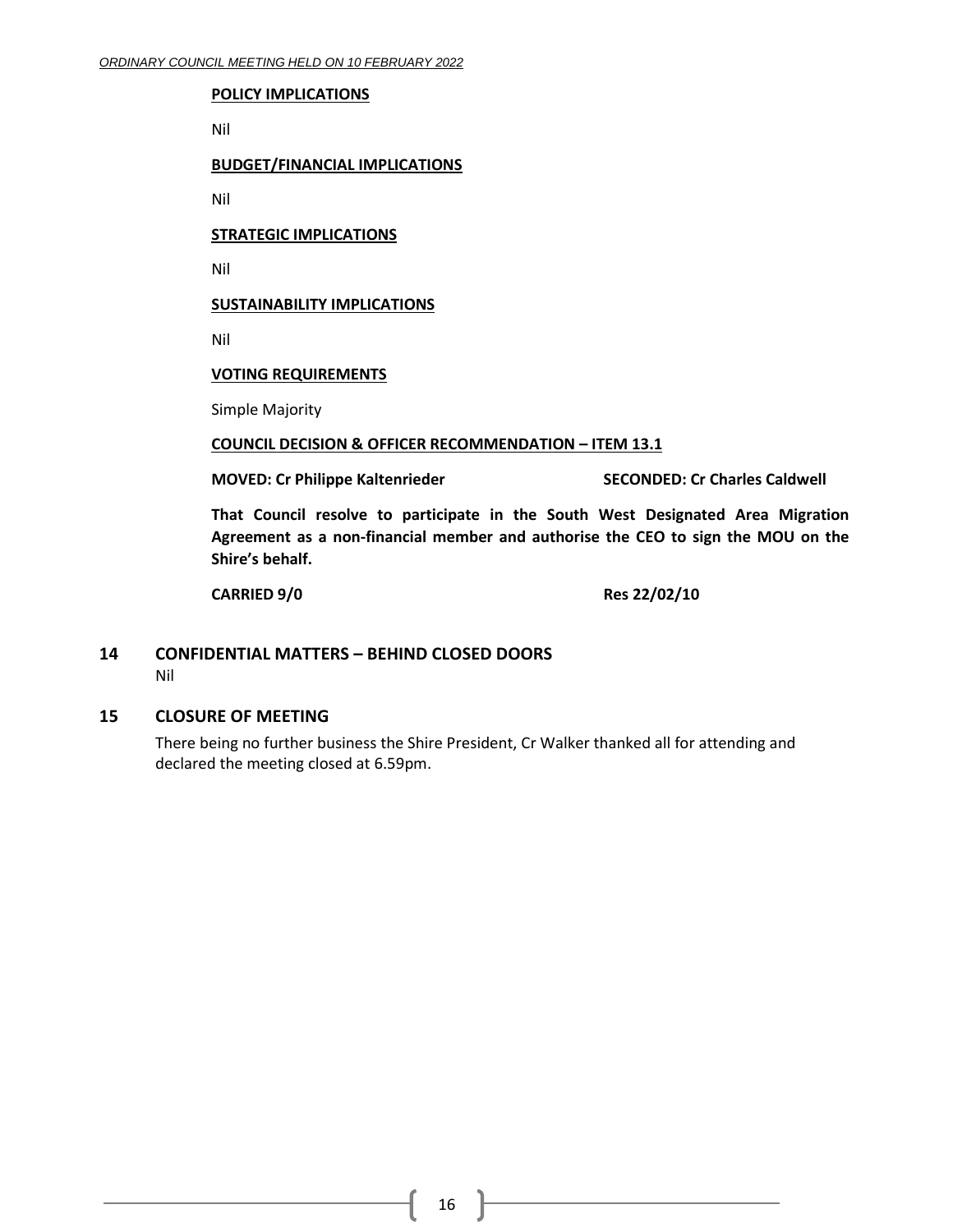**POLICY IMPLICATIONS**

Nil

**BUDGET/FINANCIAL IMPLICATIONS**

Nil

**STRATEGIC IMPLICATIONS**

Nil

**SUSTAINABILITY IMPLICATIONS**

Nil

**VOTING REQUIREMENTS**

Simple Majority

**COUNCIL DECISION & OFFICER RECOMMENDATION – ITEM 13.1**

**MOVED: Cr Philippe Kaltenrieder** **SECONDED: Cr Charles Caldwell**

**That Council resolve to participate in the South West Designated Area Migration Agreement as a non-financial member and authorise the CEO to sign the MOU on the Shire's behalf.**

**CARRIED 9/0** **Res 22/02/10**

## 14 CONFIDENTIAL MATTERS – BEHIND CLOSED DOORS

Nil

## 15 CLOSURE OF MEETING

There being no further business the Shire President, Cr Walker thanked all for attending and declared the meeting closed at 6.59pm.